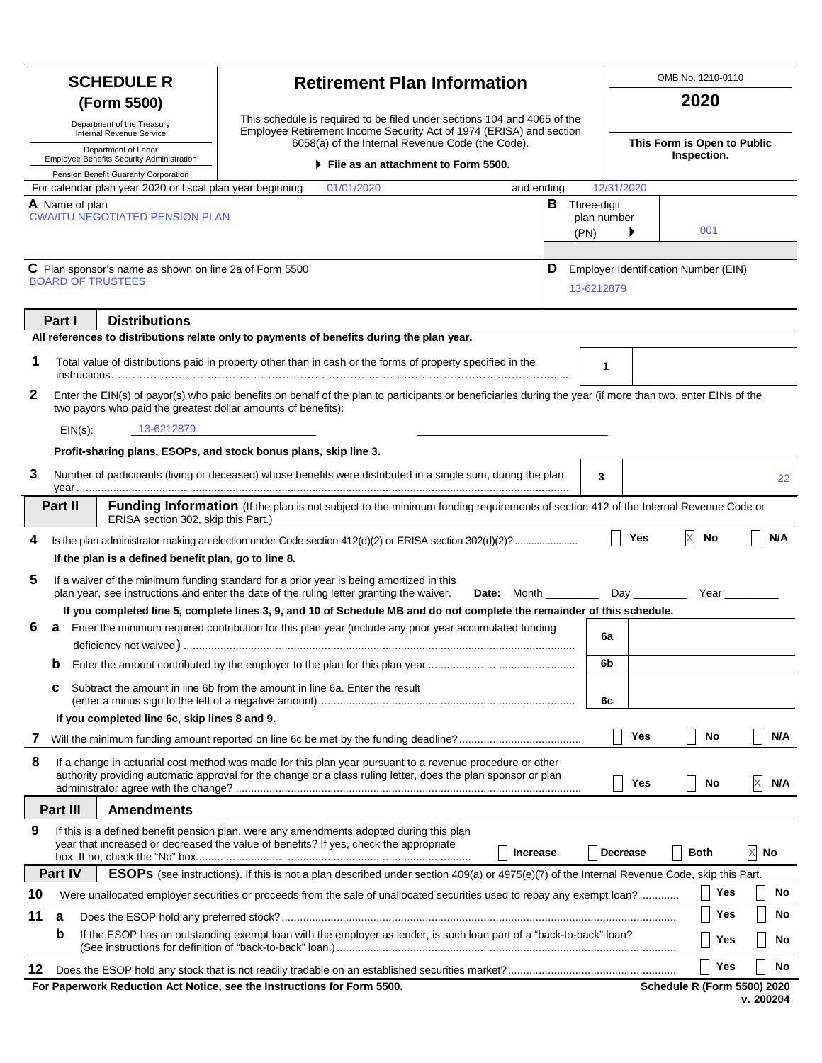# SCHEDULE R (Form 5500)

Department of the Treasury
Internal Revenue Service

Department of Labor
Employee Benefits Security Administration

Pension Benefit Guaranty Corporation

## Retirement Plan Information

This schedule is required to be filed under sections 104 and 4065 of the Employee Retirement Income Security Act of 1974 (ERISA) and section 6058(a) of the Internal Revenue Code (the Code).

▶ File as an attachment to Form 5500.

OMB No. 1210-0110

**2020**

**This Form is Open to Public Inspection.**

For calendar plan year 2020 or fiscal plan year beginning 01/01/2020 and ending 12/31/2020

**A** Name of plan
CWA/ITU NEGOTIATED PENSION PLAN

**B** Three-digit plan number (PN) ▶ 001

**C** Plan sponsor's name as shown on line 2a of Form 5500
BOARD OF TRUSTEES

**D** Employer Identification Number (EIN)
13-6212879

## Part I Distributions

**All references to distributions relate only to payments of benefits during the plan year.**

**1** Total value of distributions paid in property other than in cash or the forms of property specified in the instructions...... **1** 

**2** Enter the EIN(s) of payor(s) who paid benefits on behalf of the plan to participants or beneficiaries during the year (if more than two, enter EINs of the two payors who paid the greatest dollar amounts of benefits):

EIN(s): 13-6212879

**Profit-sharing plans, ESOPs, and stock bonus plans, skip line 3.**

**3** Number of participants (living or deceased) whose benefits were distributed in a single sum, during the plan year...... **3** 22

## Part II Funding Information (If the plan is not subject to the minimum funding requirements of section 412 of the Internal Revenue Code or ERISA section 302, skip this Part.)

**4** Is the plan administrator making an election under Code section 412(d)(2) or ERISA section 302(d)(2)?...... ☐ Yes ☒ No ☐ N/A

**If the plan is a defined benefit plan, go to line 8.**

**5** If a waiver of the minimum funding standard for a prior year is being amortized in this plan year, see instructions and enter the date of the ruling letter granting the waiver. **Date:** Month ______ Day ______ Year ______

**If you completed line 5, complete lines 3, 9, and 10 of Schedule MB and do not complete the remainder of this schedule.**

**6 a** Enter the minimum required contribution for this plan year (include any prior year accumulated funding deficiency not waived)...... **6a**

**b** Enter the amount contributed by the employer to the plan for this plan year...... **6b**

**c** Subtract the amount in line 6b from the amount in line 6a. Enter the result (enter a minus sign to the left of a negative amount)...... **6c**

**If you completed line 6c, skip lines 8 and 9.**

**7** Will the minimum funding amount reported on line 6c be met by the funding deadline?...... ☐ Yes ☐ No ☐ N/A

**8** If a change in actuarial cost method was made for this plan year pursuant to a revenue procedure or other authority providing automatic approval for the change or a class ruling letter, does the plan sponsor or plan administrator agree with the change?...... ☐ Yes ☐ No ☒ N/A

## Part III Amendments

**9** If this is a defined benefit pension plan, were any amendments adopted during this plan year that increased or decreased the value of benefits? If yes, check the appropriate box. If no, check the "No" box...... ☐ Increase ☐ Decrease ☐ Both ☒ No

## Part IV ESOPs (see instructions). If this is not a plan described under section 409(a) or 4975(e)(7) of the Internal Revenue Code, skip this Part.

**10** Were unallocated employer securities or proceeds from the sale of unallocated securities used to repay any exempt loan?...... ☐ Yes ☐ No

**11 a** Does the ESOP hold any preferred stock?...... ☐ Yes ☐ No

**b** If the ESOP has an outstanding exempt loan with the employer as lender, is such loan part of a "back-to-back" loan? (See instructions for definition of "back-to-back" loan.)...... ☐ Yes ☐ No

**12** Does the ESOP hold any stock that is not readily tradable on an established securities market?...... ☐ Yes ☐ No

**For Paperwork Reduction Act Notice, see the Instructions for Form 5500.** Schedule R (Form 5500) 2020
v. 200204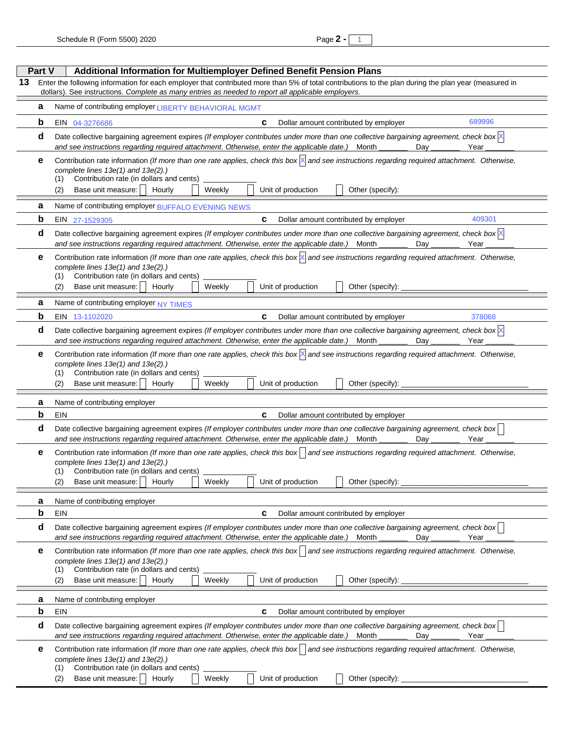## Part V Additional Information for Multiemployer Defined Benefit Pension Plans

**13** Enter the following information for each employer that contributed more than 5% of total contributions to the plan during the plan year (measured in dollars). See instructions. *Complete as many entries as needed to report all applicable employers.*

**a** Name of contributing employer LIBERTY BEHAVIORAL MGMT

**b** EIN 04-3276686 **c** Dollar amount contributed by employer 689996

**d** Date collective bargaining agreement expires *(If employer contributes under more than one collective bargaining agreement, check box* [X] *and see instructions regarding required attachment. Otherwise, enter the applicable date.)* Month _______ Day _______ Year _______

**e** Contribution rate information *(If more than one rate applies, check this box* [X] *and see instructions regarding required attachment. Otherwise, complete lines 13e(1) and 13e(2).)*
(1) Contribution rate (in dollars and cents) ___________
(2) Base unit measure: [ ] Hourly [ ] Weekly [ ] Unit of production [ ] Other (specify):

---

**a** Name of contributing employer BUFFALO EVENING NEWS

**b** EIN 27-1529305 **c** Dollar amount contributed by employer 409301

**d** Date collective bargaining agreement expires *(If employer contributes under more than one collective bargaining agreement, check box* [X] *and see instructions regarding required attachment. Otherwise, enter the applicable date.)* Month _______ Day _______ Year _______

**e** Contribution rate information *(If more than one rate applies, check this box* [X] *and see instructions regarding required attachment. Otherwise, complete lines 13e(1) and 13e(2).)*
(1) Contribution rate (in dollars and cents) ___________
(2) Base unit measure: [ ] Hourly [ ] Weekly [ ] Unit of production [ ] Other (specify): ___________

---

**a** Name of contributing employer NY TIMES

**b** EIN 13-1102020 **c** Dollar amount contributed by employer 378068

**d** Date collective bargaining agreement expires *(If employer contributes under more than one collective bargaining agreement, check box* [X] *and see instructions regarding required attachment. Otherwise, enter the applicable date.)* Month _______ Day _______ Year _______

**e** Contribution rate information *(If more than one rate applies, check this box* [X] *and see instructions regarding required attachment. Otherwise, complete lines 13e(1) and 13e(2).)*
(1) Contribution rate (in dollars and cents) ___________
(2) Base unit measure: [ ] Hourly [ ] Weekly [ ] Unit of production [ ] Other (specify): ___________

---

**a** Name of contributing employer

**b** EIN **c** Dollar amount contributed by employer

**d** Date collective bargaining agreement expires *(If employer contributes under more than one collective bargaining agreement, check box* [ ] *and see instructions regarding required attachment. Otherwise, enter the applicable date.)* Month _______ Day _______ Year _______

**e** Contribution rate information *(If more than one rate applies, check this box* [ ] *and see instructions regarding required attachment. Otherwise, complete lines 13e(1) and 13e(2).)*
(1) Contribution rate (in dollars and cents) ___________
(2) Base unit measure: [ ] Hourly [ ] Weekly [ ] Unit of production [ ] Other (specify): ___________

---

**a** Name of contributing employer

**b** EIN **c** Dollar amount contributed by employer

**d** Date collective bargaining agreement expires *(If employer contributes under more than one collective bargaining agreement, check box* [ ] *and see instructions regarding required attachment. Otherwise, enter the applicable date.)* Month _______ Day _______ Year _______

**e** Contribution rate information *(If more than one rate applies, check this box* [ ] *and see instructions regarding required attachment. Otherwise, complete lines 13e(1) and 13e(2).)*
(1) Contribution rate (in dollars and cents) ___________
(2) Base unit measure: [ ] Hourly [ ] Weekly [ ] Unit of production [ ] Other (specify): ___________

---

**a** Name of contributing employer

**b** EIN **c** Dollar amount contributed by employer

**d** Date collective bargaining agreement expires *(If employer contributes under more than one collective bargaining agreement, check box* [ ] *and see instructions regarding required attachment. Otherwise, enter the applicable date.)* Month _______ Day _______ Year _______

**e** Contribution rate information *(If more than one rate applies, check this box* [ ] *and see instructions regarding required attachment. Otherwise, complete lines 13e(1) and 13e(2).)*
(1) Contribution rate (in dollars and cents) ___________
(2) Base unit measure: [ ] Hourly [ ] Weekly [ ] Unit of production [ ] Other (specify): ___________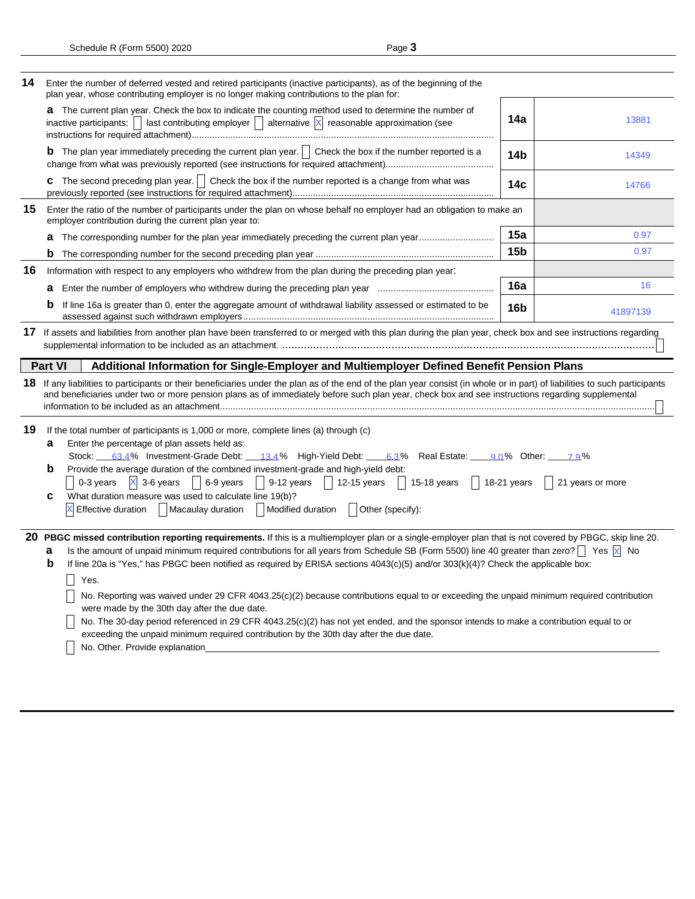**14** Enter the number of deferred vested and retired participants (inactive participants), as of the beginning of the plan year, whose contributing employer is no longer making contributions to the plan for:

| | | |
|---|---|---|
| **a** The current plan year. Check the box to indicate the counting method used to determine the number of inactive participants: ☐ last contributing employer ☐ alternative ☒ reasonable approximation (see instructions for required attachment) | **14a** | 13881 |
| **b** The plan year immediately preceding the current plan year. ☐ Check the box if the number reported is a change from what was previously reported (see instructions for required attachment) | **14b** | 14349 |
| **c** The second preceding plan year. ☐ Check the box if the number reported is a change from what was previously reported (see instructions for required attachment) | **14c** | 14766 |

**15** Enter the ratio of the number of participants under the plan on whose behalf no employer had an obligation to make an employer contribution during the current plan year to:

| | | |
|---|---|---|
| **a** The corresponding number for the plan year immediately preceding the current plan year | **15a** | 0.97 |
| **b** The corresponding number for the second preceding plan year | **15b** | 0.97 |

**16** Information with respect to any employers who withdrew from the plan during the preceding plan year:

| | | |
|---|---|---|
| **a** Enter the number of employers who withdrew during the preceding plan year | **16a** | 16 |
| **b** If line 16a is greater than 0, enter the aggregate amount of withdrawal liability assessed or estimated to be assessed against such withdrawn employers | **16b** | 41897139 |

**17** If assets and liabilities from another plan have been transferred to or merged with this plan during the plan year, check box and see instructions regarding supplemental information to be included as an attachment. ☐

## Part VI Additional Information for Single-Employer and Multiemployer Defined Benefit Pension Plans

**18** If any liabilities to participants or their beneficiaries under the plan as of the end of the plan year consist (in whole or in part) of liabilities to such participants and beneficiaries under two or more pension plans as of immediately before such plan year, check box and see instructions regarding supplemental information to be included as an attachment. ☐

**19** If the total number of participants is 1,000 or more, complete lines (a) through (c)

**a** Enter the percentage of plan assets held as:

Stock: 63.4% Investment-Grade Debt: 13.4% High-Yield Debt: 6.3% Real Estate: 9.0% Other: 7.9%

**b** Provide the average duration of the combined investment-grade and high-yield debt:

☐ 0-3 years ☒ 3-6 years ☐ 6-9 years ☐ 9-12 years ☐ 12-15 years ☐ 15-18 years ☐ 18-21 years ☐ 21 years or more

**c** What duration measure was used to calculate line 19(b)?

☒ Effective duration ☐ Macaulay duration ☐ Modified duration ☐ Other (specify):

**20** **PBGC missed contribution reporting requirements.** If this is a multiemployer plan or a single-employer plan that is not covered by PBGC, skip line 20.

**a** Is the amount of unpaid minimum required contributions for all years from Schedule SB (Form 5500) line 40 greater than zero? ☐ Yes ☒ No

**b** If line 20a is "Yes," has PBGC been notified as required by ERISA sections 4043(c)(5) and/or 303(k)(4)? Check the applicable box:

☐ Yes.

☐ No. Reporting was waived under 29 CFR 4043.25(c)(2) because contributions equal to or exceeding the unpaid minimum required contribution were made by the 30th day after the due date.

☐ No. The 30-day period referenced in 29 CFR 4043.25(c)(2) has not yet ended, and the sponsor intends to make a contribution equal to or exceeding the unpaid minimum required contribution by the 30th day after the due date.

☐ No. Other. Provide explanation\_\_\_\_\_\_\_\_\_\_\_\_\_\_\_\_\_\_\_\_\_\_\_\_\_\_\_\_\_\_\_\_\_\_\_\_\_\_\_\_